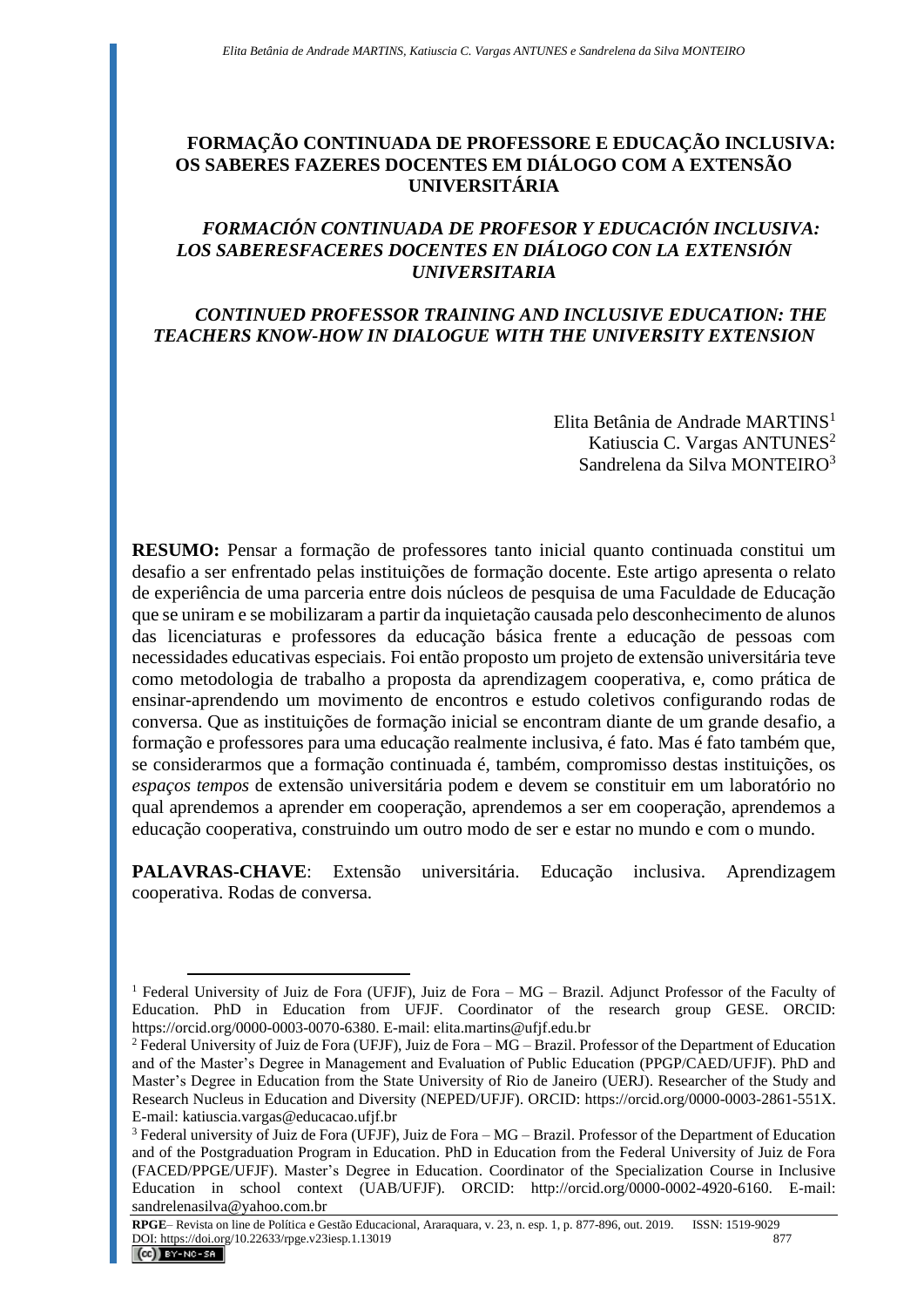# FORMAÇÃO CONTINUADA DE PROFESSORE E EDUCAÇÃO INCLUSIVA: OS SABERES FAZERES DOCENTES EM DIÁLOGO COM A EXTENSÃO UNIVERSITÁRIA

## *FORMACIÓN CONTINUADA DE PROFESOR Y EDUCACIÓN INCLUSIVA: LOS SABERESFACERES DOCENTES EN DIÁLOGO CON LA EXTENSIÓN UNIVERSITARIA*

## *CONTINUED PROFESSOR TRAINING AND INCLUSIVE EDUCATION: THE TEACHERS KNOW-HOW IN DIALOGUE WITH THE UNIVERSITY EXTENSION*

Elita Betânia de Andrade MARTINS[1]
Katiuscia C. Vargas ANTUNES[2]
Sandrelena da Silva MONTEIRO[3]

**RESUMO:** Pensar a formação de professores tanto inicial quanto continuada constitui um desafio a ser enfrentado pelas instituições de formação docente. Este artigo apresenta o relato de experiência de uma parceria entre dois núcleos de pesquisa de uma Faculdade de Educação que se uniram e se mobilizaram a partir da inquietação causada pelo desconhecimento de alunos das licenciaturas e professores da educação básica frente a educação de pessoas com necessidades educativas especiais. Foi então proposto um projeto de extensão universitária teve como metodologia de trabalho a proposta da aprendizagem cooperativa, e, como prática de ensinar-aprendendo um movimento de encontros e estudo coletivos configurando rodas de conversa. Que as instituições de formação inicial se encontram diante de um grande desafio, a formação e professores para uma educação realmente inclusiva, é fato. Mas é fato também que, se considerarmos que a formação continuada é, também, compromisso destas instituições, os *espaços tempos* de extensão universitária podem e devem se constituir em um laboratório no qual aprendemos a aprender em cooperação, aprendemos a ser em cooperação, aprendemos a educação cooperativa, construindo um outro modo de ser e estar no mundo e com o mundo.

**PALAVRAS-CHAVE**: Extensão universitária. Educação inclusiva. Aprendizagem cooperativa. Rodas de conversa.

---

[1] Federal University of Juiz de Fora (UFJF), Juiz de Fora – MG – Brazil. Adjunct Professor of the Faculty of Education. PhD in Education from UFJF. Coordinator of the research group GESE. ORCID: https://orcid.org/0000-0003-0070-6380. E-mail: elita.martins@ufjf.edu.br

[2] Federal University of Juiz de Fora (UFJF), Juiz de Fora – MG – Brazil. Professor of the Department of Education and of the Master's Degree in Management and Evaluation of Public Education (PPGP/CAED/UFJF). PhD and Master's Degree in Education from the State University of Rio de Janeiro (UERJ). Researcher of the Study and Research Nucleus in Education and Diversity (NEPED/UFJF). ORCID: https://orcid.org/0000-0003-2861-551X. E-mail: katiuscia.vargas@educacao.ufjf.br

[3] Federal university of Juiz de Fora (UFJF), Juiz de Fora – MG – Brazil. Professor of the Department of Education and of the Postgraduation Program in Education. PhD in Education from the Federal University of Juiz de Fora (FACED/PPGE/UFJF). Master's Degree in Education. Coordinator of the Specialization Course in Inclusive Education in school context (UAB/UFJF). ORCID: http://orcid.org/0000-0002-4920-6160. E-mail: sandrelenasilva@yahoo.com.br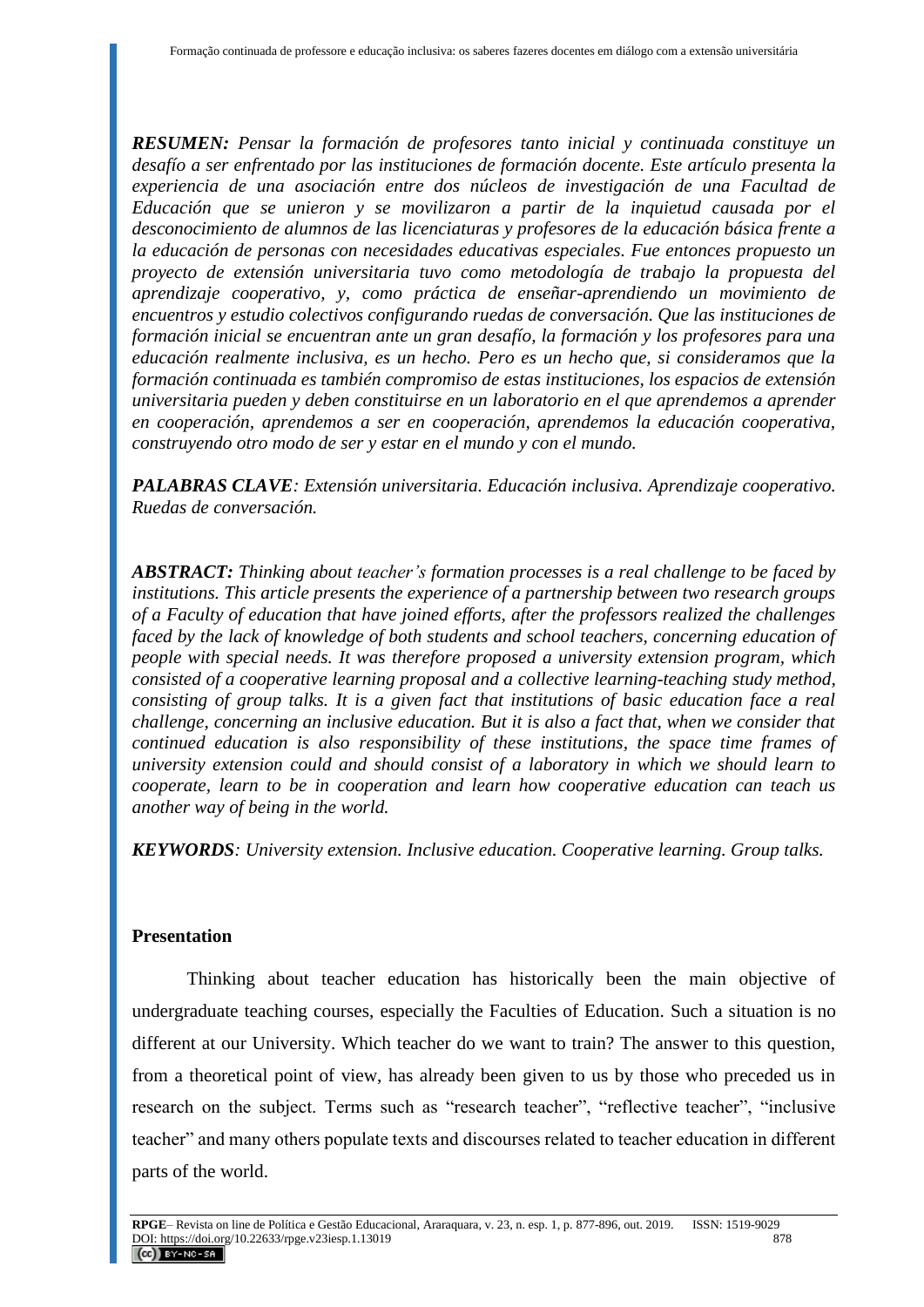***RESUMEN:*** *Pensar la formación de profesores tanto inicial y continuada constituye un desafío a ser enfrentado por las instituciones de formación docente. Este artículo presenta la experiencia de una asociación entre dos núcleos de investigación de una Facultad de Educación que se unieron y se movilizaron a partir de la inquietud causada por el desconocimiento de alumnos de las licenciaturas y profesores de la educación básica frente a la educación de personas con necesidades educativas especiales. Fue entonces propuesto un proyecto de extensión universitaria tuvo como metodología de trabajo la propuesta del aprendizaje cooperativo, y, como práctica de enseñar-aprendiendo un movimiento de encuentros y estudio colectivos configurando ruedas de conversación. Que las instituciones de formación inicial se encuentran ante un gran desafío, la formación y los profesores para una educación realmente inclusiva, es un hecho. Pero es un hecho que, si consideramos que la formación continuada es también compromiso de estas instituciones, los espacios de extensión universitaria pueden y deben constituirse en un laboratorio en el que aprendemos a aprender en cooperación, aprendemos a ser en cooperación, aprendemos la educación cooperativa, construyendo otro modo de ser y estar en el mundo y con el mundo.*

***PALABRAS CLAVE****: Extensión universitaria. Educación inclusiva. Aprendizaje cooperativo. Ruedas de conversación.*

***ABSTRACT:*** *Thinking about teacher's formation processes is a real challenge to be faced by institutions. This article presents the experience of a partnership between two research groups of a Faculty of education that have joined efforts, after the professors realized the challenges faced by the lack of knowledge of both students and school teachers, concerning education of people with special needs. It was therefore proposed a university extension program, which consisted of a cooperative learning proposal and a collective learning-teaching study method, consisting of group talks. It is a given fact that institutions of basic education face a real challenge, concerning an inclusive education. But it is also a fact that, when we consider that continued education is also responsibility of these institutions, the space time frames of university extension could and should consist of a laboratory in which we should learn to cooperate, learn to be in cooperation and learn how cooperative education can teach us another way of being in the world.*

***KEYWORDS****: University extension. Inclusive education. Cooperative learning. Group talks.*

## Presentation

Thinking about teacher education has historically been the main objective of undergraduate teaching courses, especially the Faculties of Education. Such a situation is no different at our University. Which teacher do we want to train? The answer to this question, from a theoretical point of view, has already been given to us by those who preceded us in research on the subject. Terms such as "research teacher", "reflective teacher", "inclusive teacher" and many others populate texts and discourses related to teacher education in different parts of the world.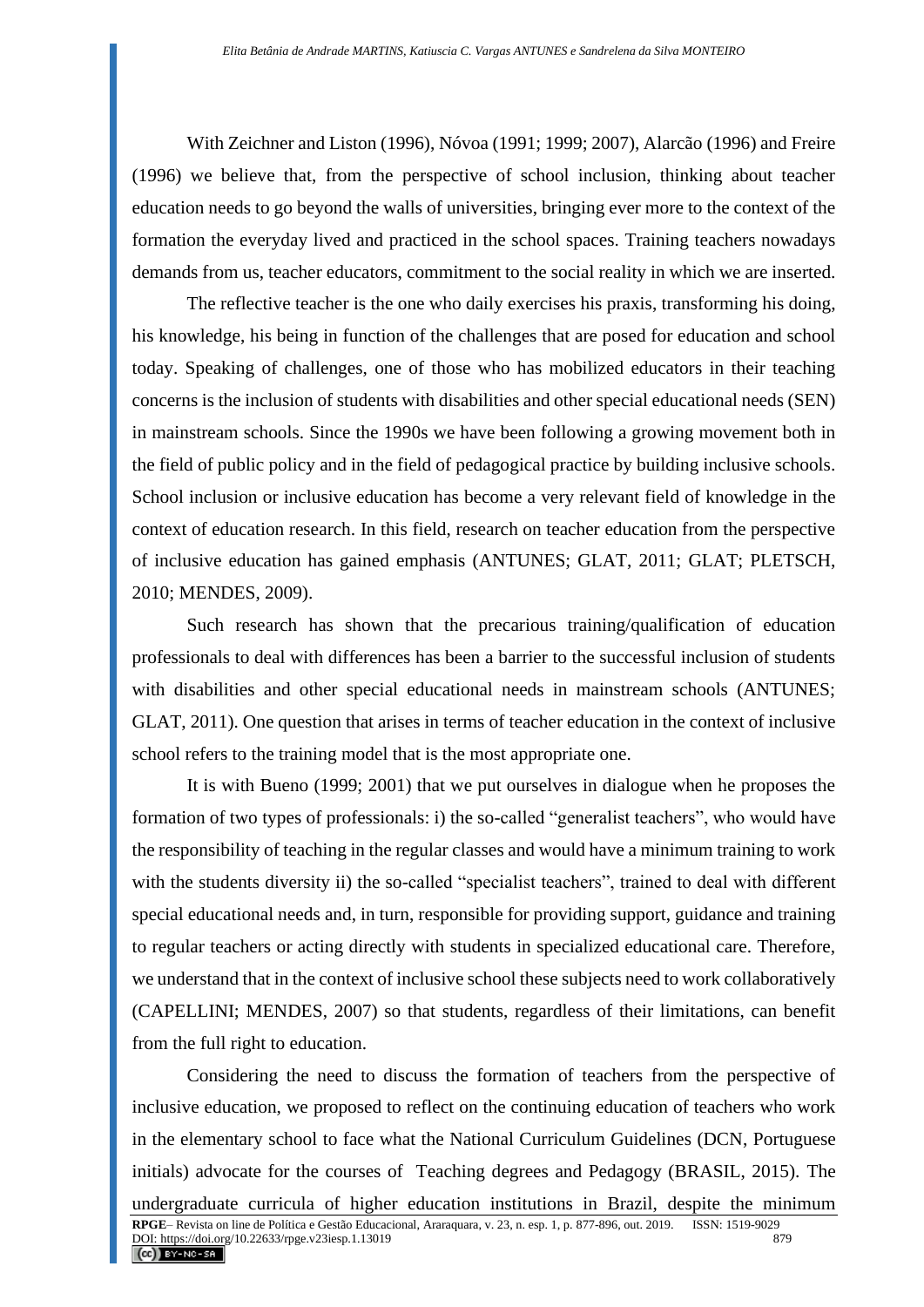With Zeichner and Liston (1996), Nóvoa (1991; 1999; 2007), Alarcão (1996) and Freire (1996) we believe that, from the perspective of school inclusion, thinking about teacher education needs to go beyond the walls of universities, bringing ever more to the context of the formation the everyday lived and practiced in the school spaces. Training teachers nowadays demands from us, teacher educators, commitment to the social reality in which we are inserted.

The reflective teacher is the one who daily exercises his praxis, transforming his doing, his knowledge, his being in function of the challenges that are posed for education and school today. Speaking of challenges, one of those who has mobilized educators in their teaching concerns is the inclusion of students with disabilities and other special educational needs (SEN) in mainstream schools. Since the 1990s we have been following a growing movement both in the field of public policy and in the field of pedagogical practice by building inclusive schools. School inclusion or inclusive education has become a very relevant field of knowledge in the context of education research. In this field, research on teacher education from the perspective of inclusive education has gained emphasis (ANTUNES; GLAT, 2011; GLAT; PLETSCH, 2010; MENDES, 2009).

Such research has shown that the precarious training/qualification of education professionals to deal with differences has been a barrier to the successful inclusion of students with disabilities and other special educational needs in mainstream schools (ANTUNES; GLAT, 2011). One question that arises in terms of teacher education in the context of inclusive school refers to the training model that is the most appropriate one.

It is with Bueno (1999; 2001) that we put ourselves in dialogue when he proposes the formation of two types of professionals: i) the so-called "generalist teachers", who would have the responsibility of teaching in the regular classes and would have a minimum training to work with the students diversity ii) the so-called "specialist teachers", trained to deal with different special educational needs and, in turn, responsible for providing support, guidance and training to regular teachers or acting directly with students in specialized educational care. Therefore, we understand that in the context of inclusive school these subjects need to work collaboratively (CAPELLINI; MENDES, 2007) so that students, regardless of their limitations, can benefit from the full right to education.

Considering the need to discuss the formation of teachers from the perspective of inclusive education, we proposed to reflect on the continuing education of teachers who work in the elementary school to face what the National Curriculum Guidelines (DCN, Portuguese initials) advocate for the courses of Teaching degrees and Pedagogy (BRASIL, 2015). The undergraduate curricula of higher education institutions in Brazil, despite the minimum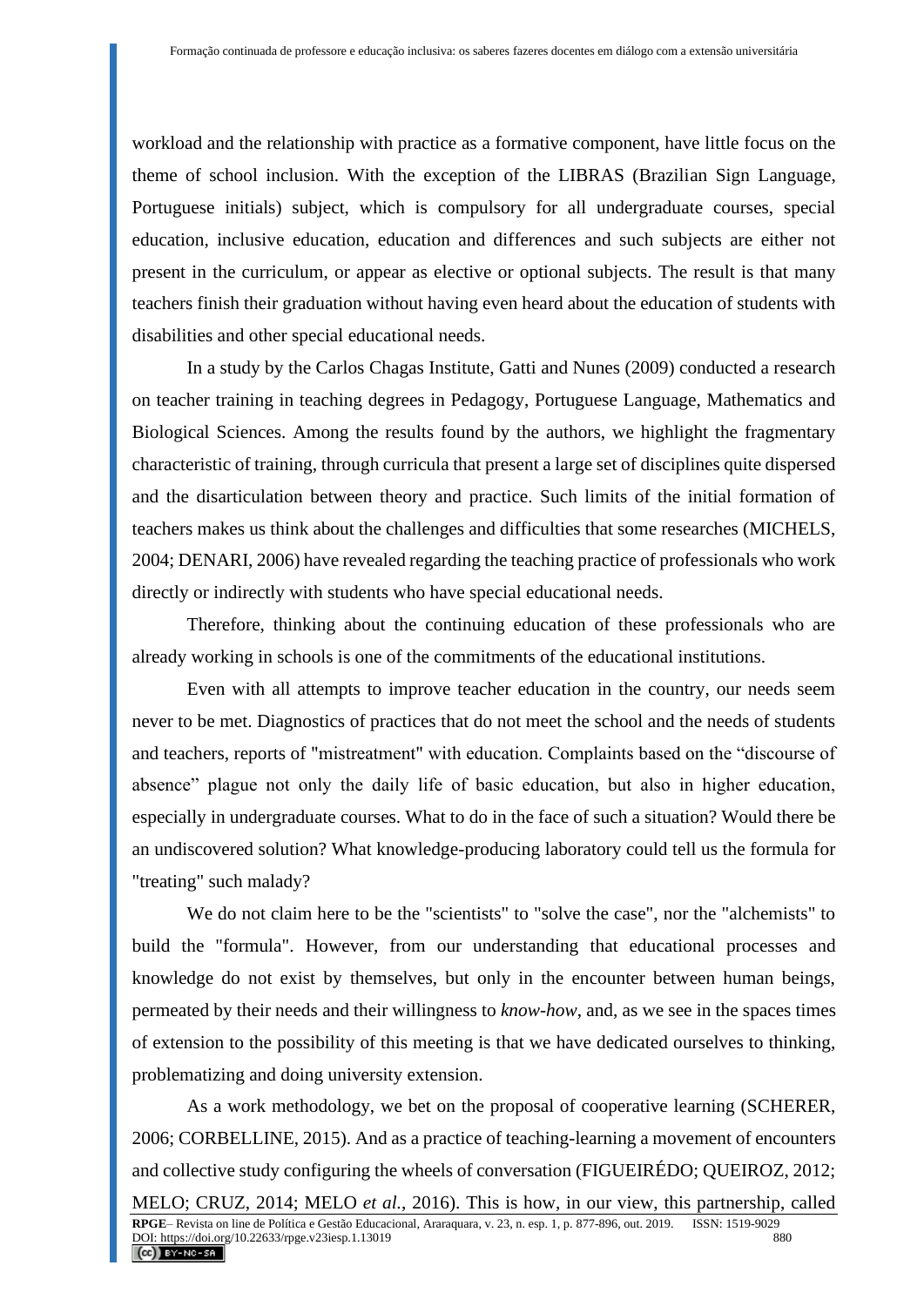workload and the relationship with practice as a formative component, have little focus on the theme of school inclusion. With the exception of the LIBRAS (Brazilian Sign Language, Portuguese initials) subject, which is compulsory for all undergraduate courses, special education, inclusive education, education and differences and such subjects are either not present in the curriculum, or appear as elective or optional subjects. The result is that many teachers finish their graduation without having even heard about the education of students with disabilities and other special educational needs.

In a study by the Carlos Chagas Institute, Gatti and Nunes (2009) conducted a research on teacher training in teaching degrees in Pedagogy, Portuguese Language, Mathematics and Biological Sciences. Among the results found by the authors, we highlight the fragmentary characteristic of training, through curricula that present a large set of disciplines quite dispersed and the disarticulation between theory and practice. Such limits of the initial formation of teachers makes us think about the challenges and difficulties that some researches (MICHELS, 2004; DENARI, 2006) have revealed regarding the teaching practice of professionals who work directly or indirectly with students who have special educational needs.

Therefore, thinking about the continuing education of these professionals who are already working in schools is one of the commitments of the educational institutions.

Even with all attempts to improve teacher education in the country, our needs seem never to be met. Diagnostics of practices that do not meet the school and the needs of students and teachers, reports of "mistreatment" with education. Complaints based on the “discourse of absence” plague not only the daily life of basic education, but also in higher education, especially in undergraduate courses. What to do in the face of such a situation? Would there be an undiscovered solution? What knowledge-producing laboratory could tell us the formula for "treating" such malady?

We do not claim here to be the "scientists" to "solve the case", nor the "alchemists" to build the "formula". However, from our understanding that educational processes and knowledge do not exist by themselves, but only in the encounter between human beings, permeated by their needs and their willingness to *know-how*, and, as we see in the spaces times of extension to the possibility of this meeting is that we have dedicated ourselves to thinking, problematizing and doing university extension.

As a work methodology, we bet on the proposal of cooperative learning (SCHERER, 2006; CORBELLINE, 2015). And as a practice of teaching-learning a movement of encounters and collective study configuring the wheels of conversation (FIGUEIRÉDO; QUEIROZ, 2012; MELO; CRUZ, 2014; MELO *et al.*, 2016). This is how, in our view, this partnership, called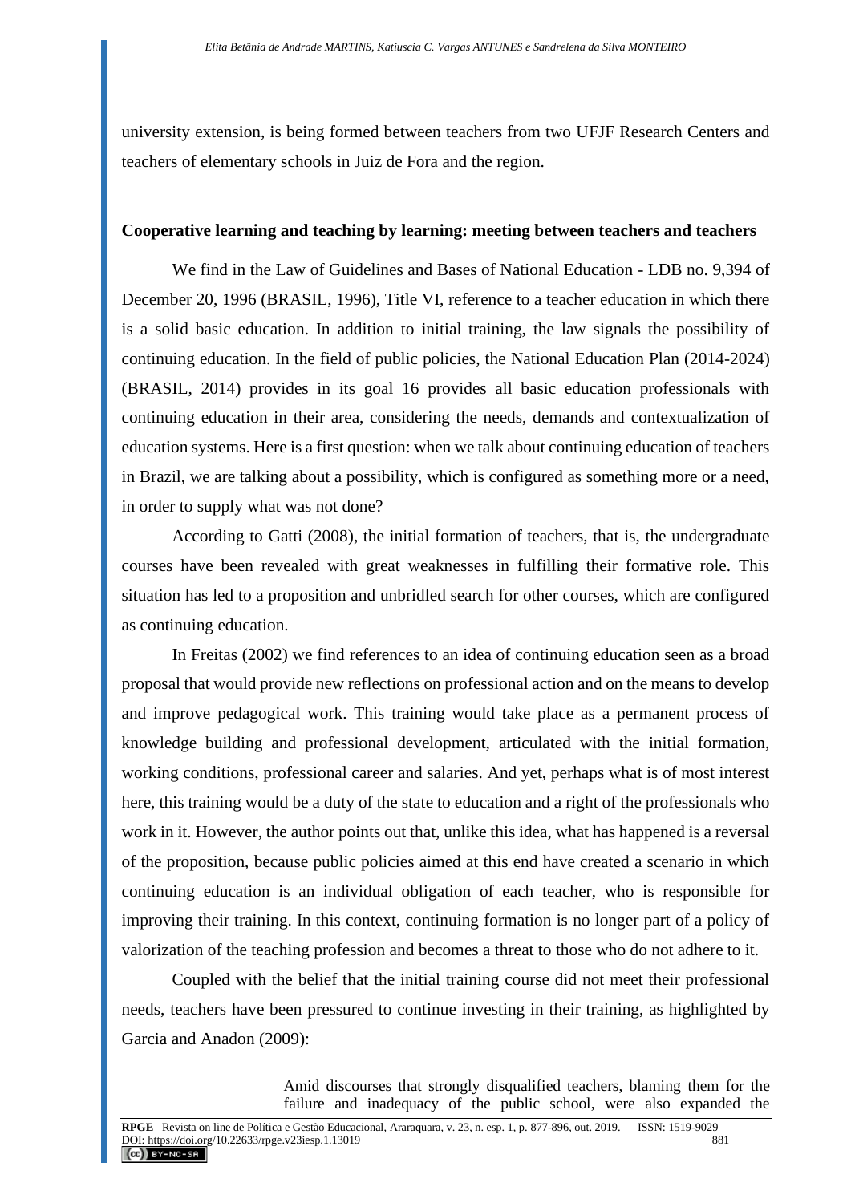university extension, is being formed between teachers from two UFJF Research Centers and teachers of elementary schools in Juiz de Fora and the region.

**Cooperative learning and teaching by learning: meeting between teachers and teachers**

We find in the Law of Guidelines and Bases of National Education - LDB no. 9,394 of December 20, 1996 (BRASIL, 1996), Title VI, reference to a teacher education in which there is a solid basic education. In addition to initial training, the law signals the possibility of continuing education. In the field of public policies, the National Education Plan (2014-2024) (BRASIL, 2014) provides in its goal 16 provides all basic education professionals with continuing education in their area, considering the needs, demands and contextualization of education systems. Here is a first question: when we talk about continuing education of teachers in Brazil, we are talking about a possibility, which is configured as something more or a need, in order to supply what was not done?

According to Gatti (2008), the initial formation of teachers, that is, the undergraduate courses have been revealed with great weaknesses in fulfilling their formative role. This situation has led to a proposition and unbridled search for other courses, which are configured as continuing education.

In Freitas (2002) we find references to an idea of continuing education seen as a broad proposal that would provide new reflections on professional action and on the means to develop and improve pedagogical work. This training would take place as a permanent process of knowledge building and professional development, articulated with the initial formation, working conditions, professional career and salaries. And yet, perhaps what is of most interest here, this training would be a duty of the state to education and a right of the professionals who work in it. However, the author points out that, unlike this idea, what has happened is a reversal of the proposition, because public policies aimed at this end have created a scenario in which continuing education is an individual obligation of each teacher, who is responsible for improving their training. In this context, continuing formation is no longer part of a policy of valorization of the teaching profession and becomes a threat to those who do not adhere to it.

Coupled with the belief that the initial training course did not meet their professional needs, teachers have been pressured to continue investing in their training, as highlighted by Garcia and Anadon (2009):

> Amid discourses that strongly disqualified teachers, blaming them for the failure and inadequacy of the public school, were also expanded the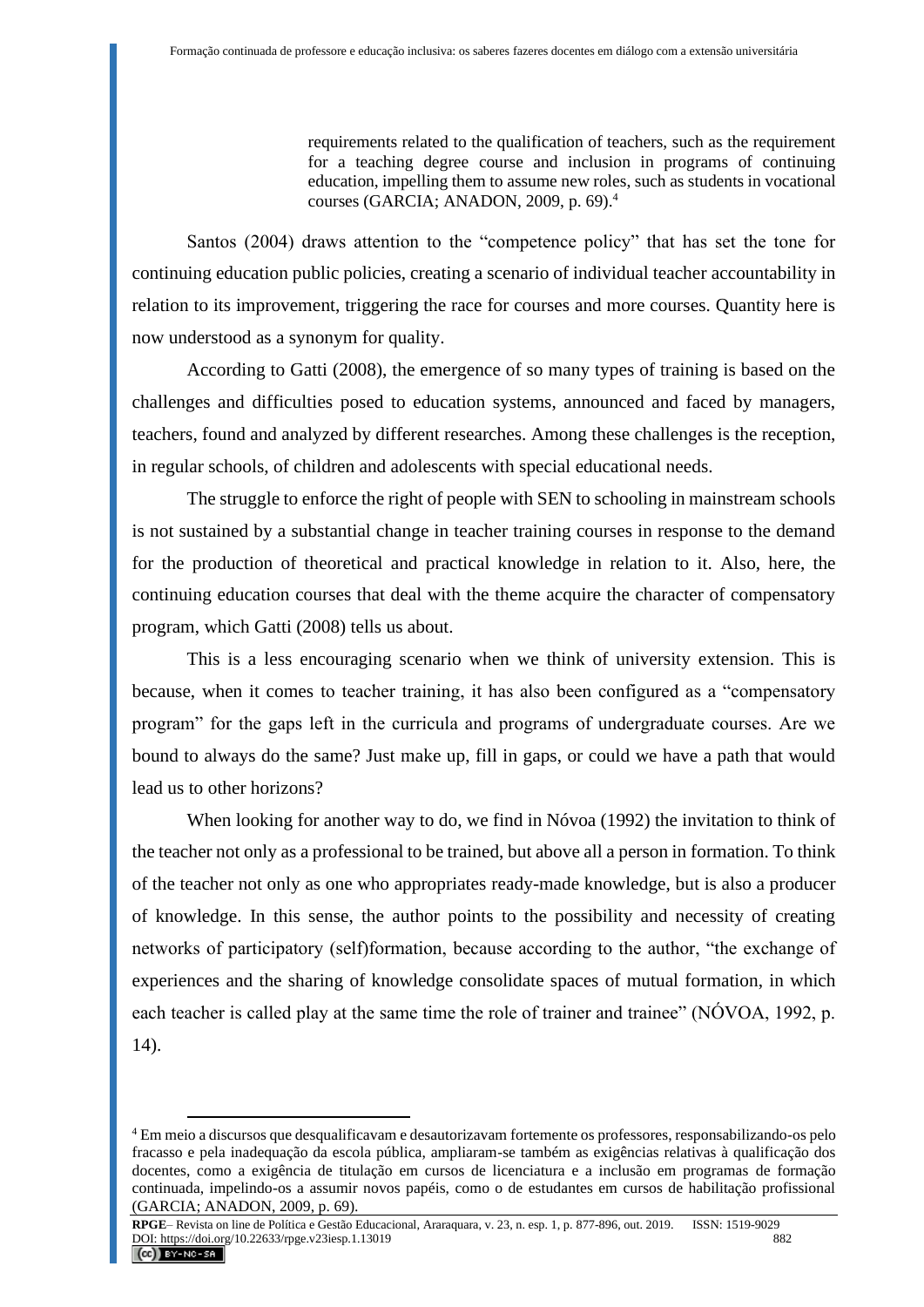> requirements related to the qualification of teachers, such as the requirement for a teaching degree course and inclusion in programs of continuing education, impelling them to assume new roles, such as students in vocational courses (GARCIA; ANADON, 2009, p. 69).[4]

Santos (2004) draws attention to the "competence policy" that has set the tone for continuing education public policies, creating a scenario of individual teacher accountability in relation to its improvement, triggering the race for courses and more courses. Quantity here is now understood as a synonym for quality.

According to Gatti (2008), the emergence of so many types of training is based on the challenges and difficulties posed to education systems, announced and faced by managers, teachers, found and analyzed by different researches. Among these challenges is the reception, in regular schools, of children and adolescents with special educational needs.

The struggle to enforce the right of people with SEN to schooling in mainstream schools is not sustained by a substantial change in teacher training courses in response to the demand for the production of theoretical and practical knowledge in relation to it. Also, here, the continuing education courses that deal with the theme acquire the character of compensatory program, which Gatti (2008) tells us about.

This is a less encouraging scenario when we think of university extension. This is because, when it comes to teacher training, it has also been configured as a "compensatory program" for the gaps left in the curricula and programs of undergraduate courses. Are we bound to always do the same? Just make up, fill in gaps, or could we have a path that would lead us to other horizons?

When looking for another way to do, we find in Nóvoa (1992) the invitation to think of the teacher not only as a professional to be trained, but above all a person in formation. To think of the teacher not only as one who appropriates ready-made knowledge, but is also a producer of knowledge. In this sense, the author points to the possibility and necessity of creating networks of participatory (self)formation, because according to the author, "the exchange of experiences and the sharing of knowledge consolidate spaces of mutual formation, in which each teacher is called play at the same time the role of trainer and trainee" (NÓVOA, 1992, p. 14).

---

[4] Em meio a discursos que desqualificavam e desautorizavam fortemente os professores, responsabilizando-os pelo fracasso e pela inadequação da escola pública, ampliaram-se também as exigências relativas à qualificação dos docentes, como a exigência de titulação em cursos de licenciatura e a inclusão em programas de formação continuada, impelindo-os a assumir novos papéis, como o de estudantes em cursos de habilitação profissional (GARCIA; ANADON, 2009, p. 69).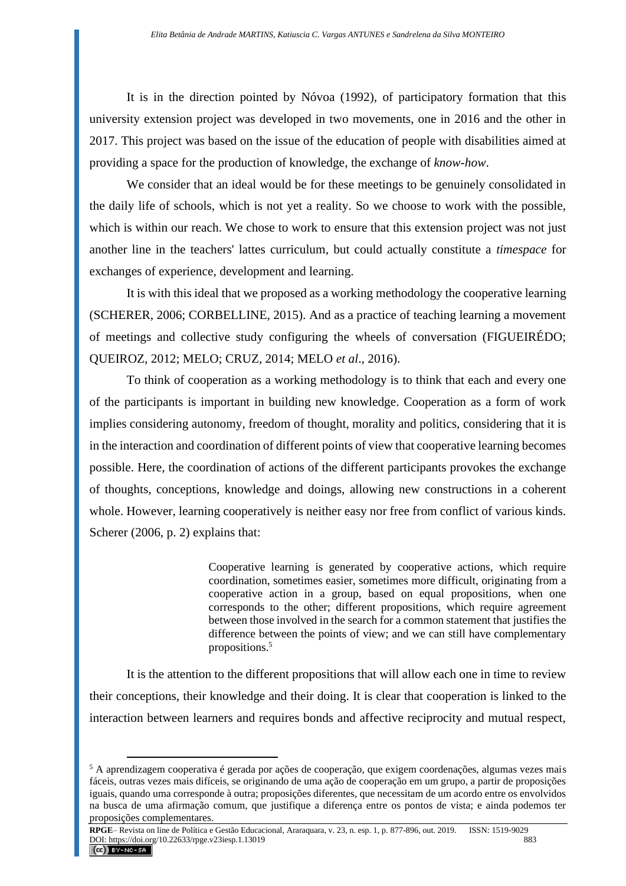It is in the direction pointed by Nóvoa (1992), of participatory formation that this university extension project was developed in two movements, one in 2016 and the other in 2017. This project was based on the issue of the education of people with disabilities aimed at providing a space for the production of knowledge, the exchange of *know-how*.

We consider that an ideal would be for these meetings to be genuinely consolidated in the daily life of schools, which is not yet a reality. So we choose to work with the possible, which is within our reach. We chose to work to ensure that this extension project was not just another line in the teachers' lattes curriculum, but could actually constitute a *timespace* for exchanges of experience, development and learning.

It is with this ideal that we proposed as a working methodology the cooperative learning (SCHERER, 2006; CORBELLINE, 2015). And as a practice of teaching learning a movement of meetings and collective study configuring the wheels of conversation (FIGUEIRÊDO; QUEIROZ, 2012; MELO; CRUZ, 2014; MELO *et al*., 2016).

To think of cooperation as a working methodology is to think that each and every one of the participants is important in building new knowledge. Cooperation as a form of work implies considering autonomy, freedom of thought, morality and politics, considering that it is in the interaction and coordination of different points of view that cooperative learning becomes possible. Here, the coordination of actions of the different participants provokes the exchange of thoughts, conceptions, knowledge and doings, allowing new constructions in a coherent whole. However, learning cooperatively is neither easy nor free from conflict of various kinds. Scherer (2006, p. 2) explains that:

> Cooperative learning is generated by cooperative actions, which require coordination, sometimes easier, sometimes more difficult, originating from a cooperative action in a group, based on equal propositions, when one corresponds to the other; different propositions, which require agreement between those involved in the search for a common statement that justifies the difference between the points of view; and we can still have complementary propositions.[5]

It is the attention to the different propositions that will allow each one in time to review their conceptions, their knowledge and their doing. It is clear that cooperation is linked to the interaction between learners and requires bonds and affective reciprocity and mutual respect,

---

[5] A aprendizagem cooperativa é gerada por ações de cooperação, que exigem coordenações, algumas vezes mais fáceis, outras vezes mais difíceis, se originando de uma ação de cooperação em um grupo, a partir de proposições iguais, quando uma corresponde à outra; proposições diferentes, que necessitam de um acordo entre os envolvidos na busca de uma afirmação comum, que justifique a diferença entre os pontos de vista; e ainda podemos ter proposições complementares.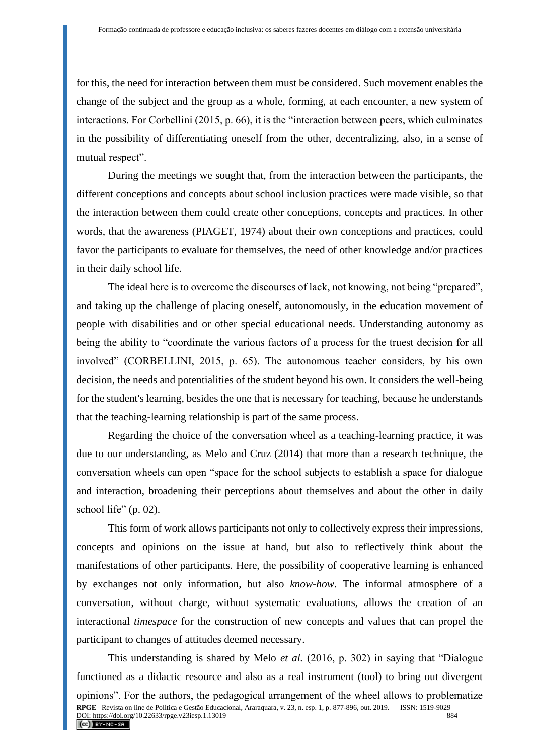for this, the need for interaction between them must be considered. Such movement enables the change of the subject and the group as a whole, forming, at each encounter, a new system of interactions. For Corbellini (2015, p. 66), it is the "interaction between peers, which culminates in the possibility of differentiating oneself from the other, decentralizing, also, in a sense of mutual respect".

During the meetings we sought that, from the interaction between the participants, the different conceptions and concepts about school inclusion practices were made visible, so that the interaction between them could create other conceptions, concepts and practices. In other words, that the awareness (PIAGET, 1974) about their own conceptions and practices, could favor the participants to evaluate for themselves, the need of other knowledge and/or practices in their daily school life.

The ideal here is to overcome the discourses of lack, not knowing, not being "prepared", and taking up the challenge of placing oneself, autonomously, in the education movement of people with disabilities and or other special educational needs. Understanding autonomy as being the ability to "coordinate the various factors of a process for the truest decision for all involved" (CORBELLINI, 2015, p. 65). The autonomous teacher considers, by his own decision, the needs and potentialities of the student beyond his own. It considers the well-being for the student's learning, besides the one that is necessary for teaching, because he understands that the teaching-learning relationship is part of the same process.

Regarding the choice of the conversation wheel as a teaching-learning practice, it was due to our understanding, as Melo and Cruz (2014) that more than a research technique, the conversation wheels can open "space for the school subjects to establish a space for dialogue and interaction, broadening their perceptions about themselves and about the other in daily school life" (p. 02).

This form of work allows participants not only to collectively express their impressions, concepts and opinions on the issue at hand, but also to reflectively think about the manifestations of other participants. Here, the possibility of cooperative learning is enhanced by exchanges not only information, but also *know-how*. The informal atmosphere of a conversation, without charge, without systematic evaluations, allows the creation of an interactional *timespace* for the construction of new concepts and values that can propel the participant to changes of attitudes deemed necessary.

This understanding is shared by Melo *et al.* (2016, p. 302) in saying that "Dialogue functioned as a didactic resource and also as a real instrument (tool) to bring out divergent opinions". For the authors, the pedagogical arrangement of the wheel allows to problematize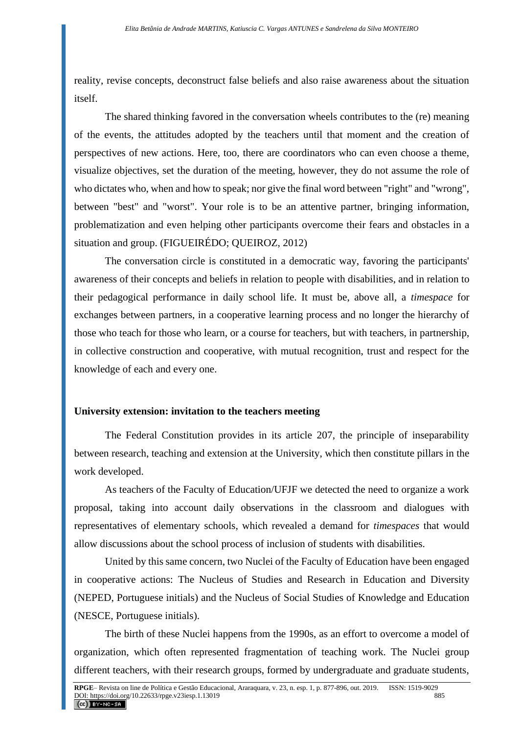reality, revise concepts, deconstruct false beliefs and also raise awareness about the situation itself.

The shared thinking favored in the conversation wheels contributes to the (re) meaning of the events, the attitudes adopted by the teachers until that moment and the creation of perspectives of new actions. Here, too, there are coordinators who can even choose a theme, visualize objectives, set the duration of the meeting, however, they do not assume the role of who dictates who, when and how to speak; nor give the final word between "right" and "wrong", between "best" and "worst". Your role is to be an attentive partner, bringing information, problematization and even helping other participants overcome their fears and obstacles in a situation and group. (FIGUEIRÉDO; QUEIROZ, 2012)

The conversation circle is constituted in a democratic way, favoring the participants' awareness of their concepts and beliefs in relation to people with disabilities, and in relation to their pedagogical performance in daily school life. It must be, above all, a *timespace* for exchanges between partners, in a cooperative learning process and no longer the hierarchy of those who teach for those who learn, or a course for teachers, but with teachers, in partnership, in collective construction and cooperative, with mutual recognition, trust and respect for the knowledge of each and every one.

## University extension: invitation to the teachers meeting

The Federal Constitution provides in its article 207, the principle of inseparability between research, teaching and extension at the University, which then constitute pillars in the work developed.

As teachers of the Faculty of Education/UFJF we detected the need to organize a work proposal, taking into account daily observations in the classroom and dialogues with representatives of elementary schools, which revealed a demand for *timespaces* that would allow discussions about the school process of inclusion of students with disabilities.

United by this same concern, two Nuclei of the Faculty of Education have been engaged in cooperative actions: The Nucleus of Studies and Research in Education and Diversity (NEPED, Portuguese initials) and the Nucleus of Social Studies of Knowledge and Education (NESCE, Portuguese initials).

The birth of these Nuclei happens from the 1990s, as an effort to overcome a model of organization, which often represented fragmentation of teaching work. The Nuclei group different teachers, with their research groups, formed by undergraduate and graduate students,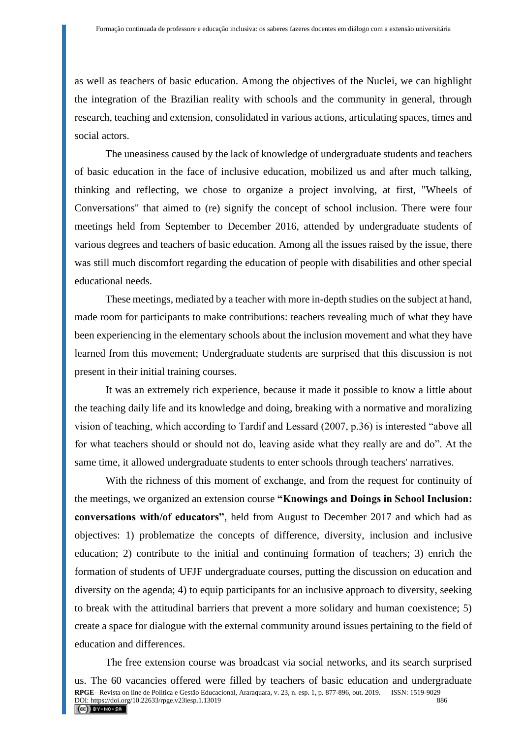as well as teachers of basic education. Among the objectives of the Nuclei, we can highlight the integration of the Brazilian reality with schools and the community in general, through research, teaching and extension, consolidated in various actions, articulating spaces, times and social actors.

The uneasiness caused by the lack of knowledge of undergraduate students and teachers of basic education in the face of inclusive education, mobilized us and after much talking, thinking and reflecting, we chose to organize a project involving, at first, "Wheels of Conversations" that aimed to (re) signify the concept of school inclusion. There were four meetings held from September to December 2016, attended by undergraduate students of various degrees and teachers of basic education. Among all the issues raised by the issue, there was still much discomfort regarding the education of people with disabilities and other special educational needs.

These meetings, mediated by a teacher with more in-depth studies on the subject at hand, made room for participants to make contributions: teachers revealing much of what they have been experiencing in the elementary schools about the inclusion movement and what they have learned from this movement; Undergraduate students are surprised that this discussion is not present in their initial training courses.

It was an extremely rich experience, because it made it possible to know a little about the teaching daily life and its knowledge and doing, breaking with a normative and moralizing vision of teaching, which according to Tardif and Lessard (2007, p.36) is interested "above all for what teachers should or should not do, leaving aside what they really are and do". At the same time, it allowed undergraduate students to enter schools through teachers' narratives.

With the richness of this moment of exchange, and from the request for continuity of the meetings, we organized an extension course **"Knowings and Doings in School Inclusion: conversations with/of educators"**, held from August to December 2017 and which had as objectives: 1) problematize the concepts of difference, diversity, inclusion and inclusive education; 2) contribute to the initial and continuing formation of teachers; 3) enrich the formation of students of UFJF undergraduate courses, putting the discussion on education and diversity on the agenda; 4) to equip participants for an inclusive approach to diversity, seeking to break with the attitudinal barriers that prevent a more solidary and human coexistence; 5) create a space for dialogue with the external community around issues pertaining to the field of education and differences.

The free extension course was broadcast via social networks, and its search surprised us. The 60 vacancies offered were filled by teachers of basic education and undergraduate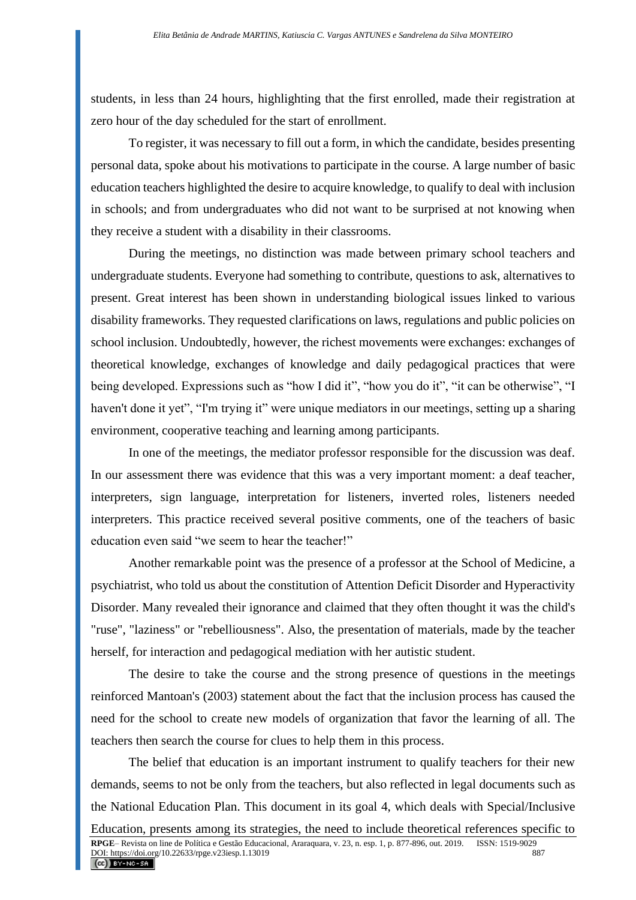students, in less than 24 hours, highlighting that the first enrolled, made their registration at zero hour of the day scheduled for the start of enrollment.

To register, it was necessary to fill out a form, in which the candidate, besides presenting personal data, spoke about his motivations to participate in the course. A large number of basic education teachers highlighted the desire to acquire knowledge, to qualify to deal with inclusion in schools; and from undergraduates who did not want to be surprised at not knowing when they receive a student with a disability in their classrooms.

During the meetings, no distinction was made between primary school teachers and undergraduate students. Everyone had something to contribute, questions to ask, alternatives to present. Great interest has been shown in understanding biological issues linked to various disability frameworks. They requested clarifications on laws, regulations and public policies on school inclusion. Undoubtedly, however, the richest movements were exchanges: exchanges of theoretical knowledge, exchanges of knowledge and daily pedagogical practices that were being developed. Expressions such as "how I did it", "how you do it", "it can be otherwise", "I haven't done it yet", "I'm trying it" were unique mediators in our meetings, setting up a sharing environment, cooperative teaching and learning among participants.

In one of the meetings, the mediator professor responsible for the discussion was deaf. In our assessment there was evidence that this was a very important moment: a deaf teacher, interpreters, sign language, interpretation for listeners, inverted roles, listeners needed interpreters. This practice received several positive comments, one of the teachers of basic education even said "we seem to hear the teacher!"

Another remarkable point was the presence of a professor at the School of Medicine, a psychiatrist, who told us about the constitution of Attention Deficit Disorder and Hyperactivity Disorder. Many revealed their ignorance and claimed that they often thought it was the child's "ruse", "laziness" or "rebelliousness". Also, the presentation of materials, made by the teacher herself, for interaction and pedagogical mediation with her autistic student.

The desire to take the course and the strong presence of questions in the meetings reinforced Mantoan's (2003) statement about the fact that the inclusion process has caused the need for the school to create new models of organization that favor the learning of all. The teachers then search the course for clues to help them in this process.

The belief that education is an important instrument to qualify teachers for their new demands, seems to not be only from the teachers, but also reflected in legal documents such as the National Education Plan. This document in its goal 4, which deals with Special/Inclusive Education, presents among its strategies, the need to include theoretical references specific to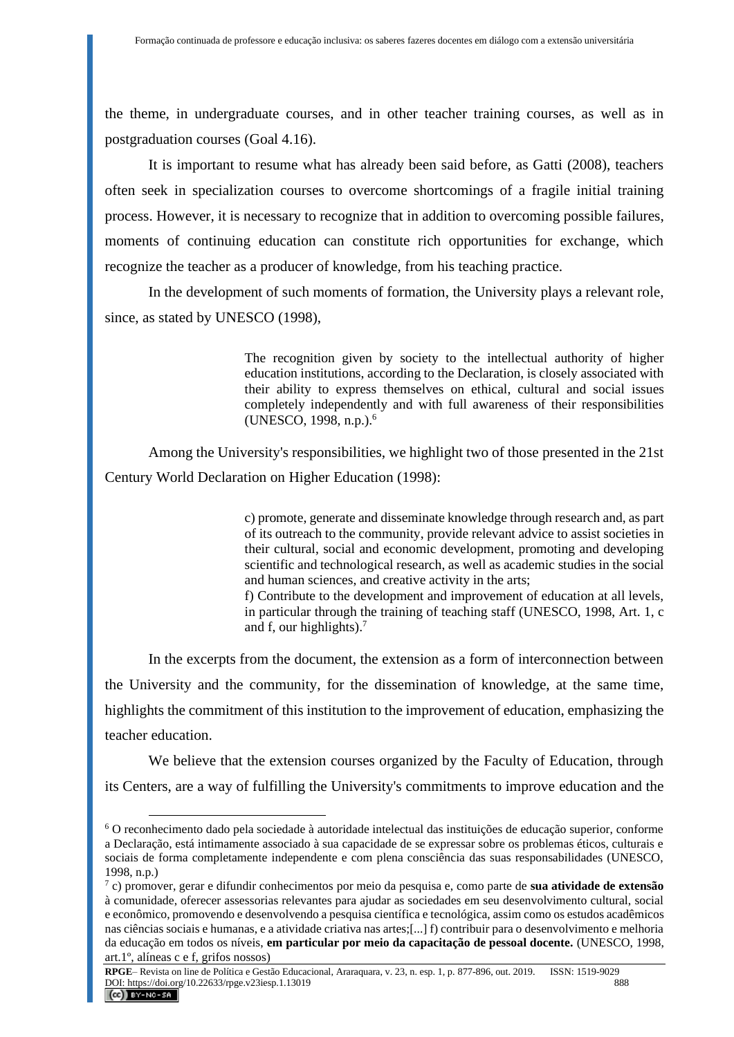the theme, in undergraduate courses, and in other teacher training courses, as well as in postgraduation courses (Goal 4.16).

It is important to resume what has already been said before, as Gatti (2008), teachers often seek in specialization courses to overcome shortcomings of a fragile initial training process. However, it is necessary to recognize that in addition to overcoming possible failures, moments of continuing education can constitute rich opportunities for exchange, which recognize the teacher as a producer of knowledge, from his teaching practice.

In the development of such moments of formation, the University plays a relevant role, since, as stated by UNESCO (1998),

> The recognition given by society to the intellectual authority of higher education institutions, according to the Declaration, is closely associated with their ability to express themselves on ethical, cultural and social issues completely independently and with full awareness of their responsibilities (UNESCO, 1998, n.p.).[6]

Among the University's responsibilities, we highlight two of those presented in the 21st Century World Declaration on Higher Education (1998):

> c) promote, generate and disseminate knowledge through research and, as part of its outreach to the community, provide relevant advice to assist societies in their cultural, social and economic development, promoting and developing scientific and technological research, as well as academic studies in the social and human sciences, and creative activity in the arts;
> f) Contribute to the development and improvement of education at all levels, in particular through the training of teaching staff (UNESCO, 1998, Art. 1, c and f, our highlights).[7]

In the excerpts from the document, the extension as a form of interconnection between the University and the community, for the dissemination of knowledge, at the same time, highlights the commitment of this institution to the improvement of education, emphasizing the teacher education.

We believe that the extension courses organized by the Faculty of Education, through its Centers, are a way of fulfilling the University's commitments to improve education and the

---

[6] O reconhecimento dado pela sociedade à autoridade intelectual das instituições de educação superior, conforme a Declaração, está intimamente associado à sua capacidade de se expressar sobre os problemas éticos, culturais e sociais de forma completamente independente e com plena consciência das suas responsabilidades (UNESCO, 1998, n.p.)

[7] c) promover, gerar e difundir conhecimentos por meio da pesquisa e, como parte de **sua atividade de extensão** à comunidade, oferecer assessorias relevantes para ajudar as sociedades em seu desenvolvimento cultural, social e econômico, promovendo e desenvolvendo a pesquisa científica e tecnológica, assim como os estudos acadêmicos nas ciências sociais e humanas, e a atividade criativa nas artes;[...] f) contribuir para o desenvolvimento e melhoria da educação em todos os níveis, **em particular por meio da capacitação de pessoal docente.** (UNESCO, 1998, art.1º, alíneas c e f, grifos nossos)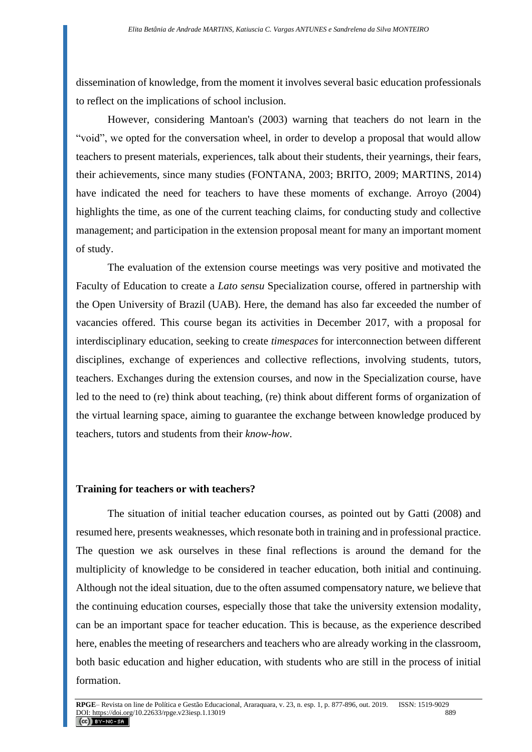dissemination of knowledge, from the moment it involves several basic education professionals to reflect on the implications of school inclusion.

However, considering Mantoan's (2003) warning that teachers do not learn in the "void", we opted for the conversation wheel, in order to develop a proposal that would allow teachers to present materials, experiences, talk about their students, their yearnings, their fears, their achievements, since many studies (FONTANA, 2003; BRITO, 2009; MARTINS, 2014) have indicated the need for teachers to have these moments of exchange. Arroyo (2004) highlights the time, as one of the current teaching claims, for conducting study and collective management; and participation in the extension proposal meant for many an important moment of study.

The evaluation of the extension course meetings was very positive and motivated the Faculty of Education to create a *Lato sensu* Specialization course, offered in partnership with the Open University of Brazil (UAB). Here, the demand has also far exceeded the number of vacancies offered. This course began its activities in December 2017, with a proposal for interdisciplinary education, seeking to create *timespaces* for interconnection between different disciplines, exchange of experiences and collective reflections, involving students, tutors, teachers. Exchanges during the extension courses, and now in the Specialization course, have led to the need to (re) think about teaching, (re) think about different forms of organization of the virtual learning space, aiming to guarantee the exchange between knowledge produced by teachers, tutors and students from their *know-how*.

## Training for teachers or with teachers?

The situation of initial teacher education courses, as pointed out by Gatti (2008) and resumed here, presents weaknesses, which resonate both in training and in professional practice. The question we ask ourselves in these final reflections is around the demand for the multiplicity of knowledge to be considered in teacher education, both initial and continuing. Although not the ideal situation, due to the often assumed compensatory nature, we believe that the continuing education courses, especially those that take the university extension modality, can be an important space for teacher education. This is because, as the experience described here, enables the meeting of researchers and teachers who are already working in the classroom, both basic education and higher education, with students who are still in the process of initial formation.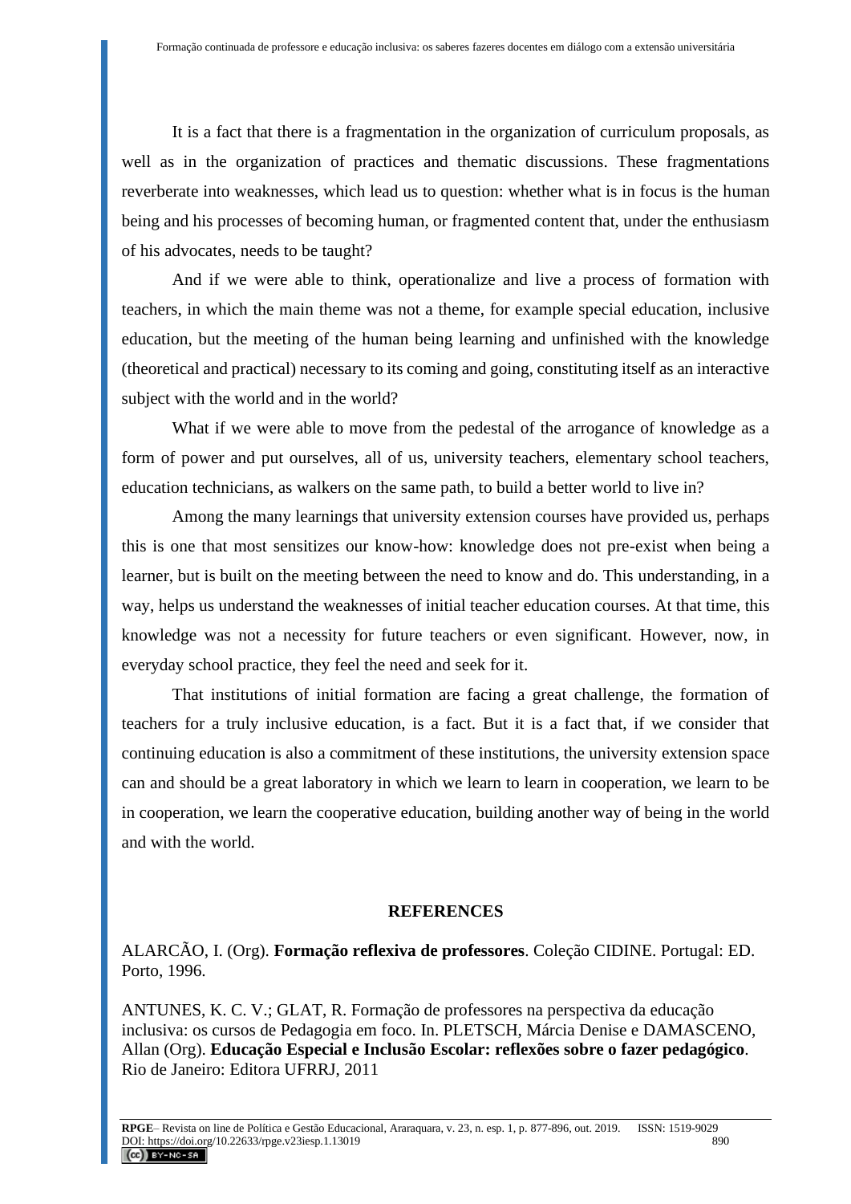It is a fact that there is a fragmentation in the organization of curriculum proposals, as well as in the organization of practices and thematic discussions. These fragmentations reverberate into weaknesses, which lead us to question: whether what is in focus is the human being and his processes of becoming human, or fragmented content that, under the enthusiasm of his advocates, needs to be taught?

And if we were able to think, operationalize and live a process of formation with teachers, in which the main theme was not a theme, for example special education, inclusive education, but the meeting of the human being learning and unfinished with the knowledge (theoretical and practical) necessary to its coming and going, constituting itself as an interactive subject with the world and in the world?

What if we were able to move from the pedestal of the arrogance of knowledge as a form of power and put ourselves, all of us, university teachers, elementary school teachers, education technicians, as walkers on the same path, to build a better world to live in?

Among the many learnings that university extension courses have provided us, perhaps this is one that most sensitizes our know-how: knowledge does not pre-exist when being a learner, but is built on the meeting between the need to know and do. This understanding, in a way, helps us understand the weaknesses of initial teacher education courses. At that time, this knowledge was not a necessity for future teachers or even significant. However, now, in everyday school practice, they feel the need and seek for it.

That institutions of initial formation are facing a great challenge, the formation of teachers for a truly inclusive education, is a fact. But it is a fact that, if we consider that continuing education is also a commitment of these institutions, the university extension space can and should be a great laboratory in which we learn to learn in cooperation, we learn to be in cooperation, we learn the cooperative education, building another way of being in the world and with the world.

## REFERENCES

ALARCÃO, I. (Org). **Formação reflexiva de professores**. Coleção CIDINE. Portugal: ED. Porto, 1996.

ANTUNES, K. C. V.; GLAT, R. Formação de professores na perspectiva da educação inclusiva: os cursos de Pedagogia em foco. In. PLETSCH, Márcia Denise e DAMASCENO, Allan (Org). **Educação Especial e Inclusão Escolar: reflexões sobre o fazer pedagógico**. Rio de Janeiro: Editora UFRRJ, 2011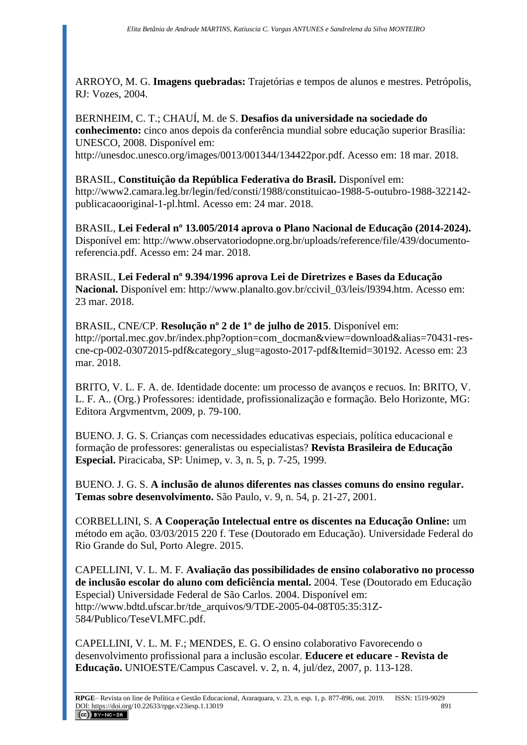ARROYO, M. G. **Imagens quebradas:** Trajetórias e tempos de alunos e mestres. Petrópolis, RJ: Vozes, 2004.

BERNHEIM, C. T.; CHAUÍ, M. de S. **Desafios da universidade na sociedade do conhecimento:** cinco anos depois da conferência mundial sobre educação superior Brasília: UNESCO, 2008. Disponível em: http://unesdoc.unesco.org/images/0013/001344/134422por.pdf. Acesso em: 18 mar. 2018.

BRASIL, **Constituição da República Federativa do Brasil.** Disponível em: http://www2.camara.leg.br/legin/fed/consti/1988/constituicao-1988-5-outubro-1988-322142-publicacaooriginal-1-pl.html. Acesso em: 24 mar. 2018.

BRASIL, **Lei Federal nº 13.005/2014 aprova o Plano Nacional de Educação (2014-2024).** Disponível em: http://www.observatoriodopne.org.br/uploads/reference/file/439/documento-referencia.pdf. Acesso em: 24 mar. 2018.

BRASIL, **Lei Federal nº 9.394/1996 aprova Lei de Diretrizes e Bases da Educação Nacional.** Disponível em: http://www.planalto.gov.br/ccivil_03/leis/l9394.htm. Acesso em: 23 mar. 2018.

BRASIL, CNE/CP. **Resolução nº 2 de 1º de julho de 2015**. Disponível em: http://portal.mec.gov.br/index.php?option=com_docman&view=download&alias=70431-res-cne-cp-002-03072015-pdf&category_slug=agosto-2017-pdf&Itemid=30192. Acesso em: 23 mar. 2018.

BRITO, V. L. F. A. de. Identidade docente: um processo de avanços e recuos. In: BRITO, V. L. F. A.. (Org.) Professores: identidade, profissionalização e formação. Belo Horizonte, MG: Editora Argvmentvm, 2009, p. 79-100.

BUENO. J. G. S. Crianças com necessidades educativas especiais, política educacional e formação de professores: generalistas ou especialistas? **Revista Brasileira de Educação Especial.** Piracicaba, SP: Unimep, v. 3, n. 5, p. 7-25, 1999.

BUENO. J. G. S. **A inclusão de alunos diferentes nas classes comuns do ensino regular. Temas sobre desenvolvimento.** São Paulo, v. 9, n. 54, p. 21-27, 2001.

CORBELLINI, S. **A Cooperação Intelectual entre os discentes na Educação Online:** um método em ação. 03/03/2015 220 f. Tese (Doutorado em Educação). Universidade Federal do Rio Grande do Sul, Porto Alegre. 2015.

CAPELLINI, V. L. M. F. **Avaliação das possibilidades de ensino colaborativo no processo de inclusão escolar do aluno com deficiência mental.** 2004. Tese (Doutorado em Educação Especial) Universidade Federal de São Carlos. 2004. Disponível em: http://www.bdtd.ufscar.br/tde_arquivos/9/TDE-2005-04-08T05:35:31Z-584/Publico/TeseVLMFC.pdf.

CAPELLINI, V. L. M. F.; MENDES, E. G. O ensino colaborativo Favorecendo o desenvolvimento profissional para a inclusão escolar. **Educere et educare - Revista de Educação.** UNIOESTE/Campus Cascavel. v. 2, n. 4, jul/dez, 2007, p. 113-128.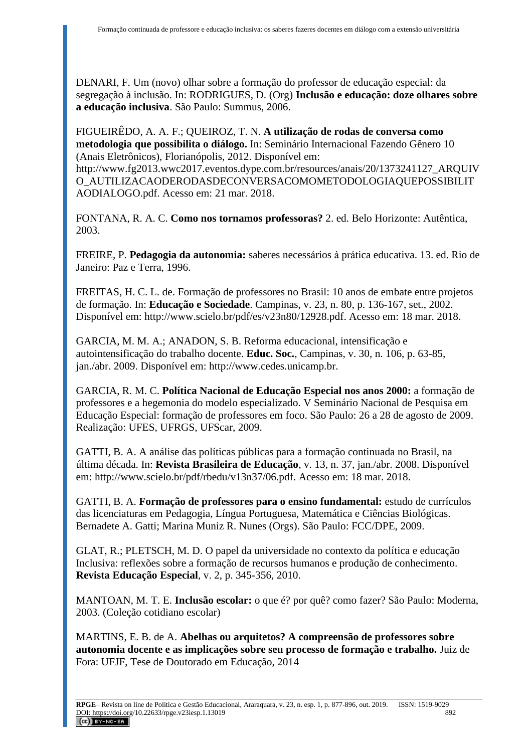DENARI, F. Um (novo) olhar sobre a formação do professor de educação especial: da segregação à inclusão. In: RODRIGUES, D. (Org) **Inclusão e educação: doze olhares sobre a educação inclusiva**. São Paulo: Summus, 2006.

FIGUEIRÊDO, A. A. F.; QUEIROZ, T. N. **A utilização de rodas de conversa como metodologia que possibilita o diálogo.** In: Seminário Internacional Fazendo Gênero 10 (Anais Eletrônicos), Florianópolis, 2012. Disponível em: http://www.fg2013.wwc2017.eventos.dype.com.br/resources/anais/20/1373241127_ARQUIVO_AUTILIZACAODERODASDECONVERSACOMOMETODOLOGIAQUEPOSSIBILITAODIALOGO.pdf. Acesso em: 21 mar. 2018.

FONTANA, R. A. C. **Como nos tornamos professoras?** 2. ed. Belo Horizonte: Autêntica, 2003.

FREIRE, P. **Pedagogia da autonomia:** saberes necessários à prática educativa. 13. ed. Rio de Janeiro: Paz e Terra, 1996.

FREITAS, H. C. L. de. Formação de professores no Brasil: 10 anos de embate entre projetos de formação. In: **Educação e Sociedade**. Campinas, v. 23, n. 80, p. 136-167, set., 2002. Disponível em: http://www.scielo.br/pdf/es/v23n80/12928.pdf. Acesso em: 18 mar. 2018.

GARCIA, M. M. A.; ANADON, S. B. Reforma educacional, intensificação e autointensificação do trabalho docente. **Educ. Soc.**, Campinas, v. 30, n. 106, p. 63-85, jan./abr. 2009. Disponível em: http://www.cedes.unicamp.br.

GARCIA, R. M. C. **Política Nacional de Educação Especial nos anos 2000:** a formação de professores e a hegemonia do modelo especializado. V Seminário Nacional de Pesquisa em Educação Especial: formação de professores em foco. São Paulo: 26 a 28 de agosto de 2009. Realização: UFES, UFRGS, UFScar, 2009.

GATTI, B. A. A análise das políticas públicas para a formação continuada no Brasil, na última década. In: **Revista Brasileira de Educação**, v. 13, n. 37, jan./abr. 2008. Disponível em: http://www.scielo.br/pdf/rbedu/v13n37/06.pdf. Acesso em: 18 mar. 2018.

GATTI, B. A. **Formação de professores para o ensino fundamental:** estudo de currículos das licenciaturas em Pedagogia, Língua Portuguesa, Matemática e Ciências Biológicas. Bernadete A. Gatti; Marina Muniz R. Nunes (Orgs). São Paulo: FCC/DPE, 2009.

GLAT, R.; PLETSCH, M. D. O papel da universidade no contexto da política e educação Inclusiva: reflexões sobre a formação de recursos humanos e produção de conhecimento. **Revista Educação Especial**, v. 2, p. 345-356, 2010.

MANTOAN, M. T. E. **Inclusão escolar:** o que é? por quê? como fazer? São Paulo: Moderna, 2003. (Coleção cotidiano escolar)

MARTINS, E. B. de A. **Abelhas ou arquitetos? A compreensão de professores sobre autonomia docente e as implicações sobre seu processo de formação e trabalho.** Juiz de Fora: UFJF, Tese de Doutorado em Educação, 2014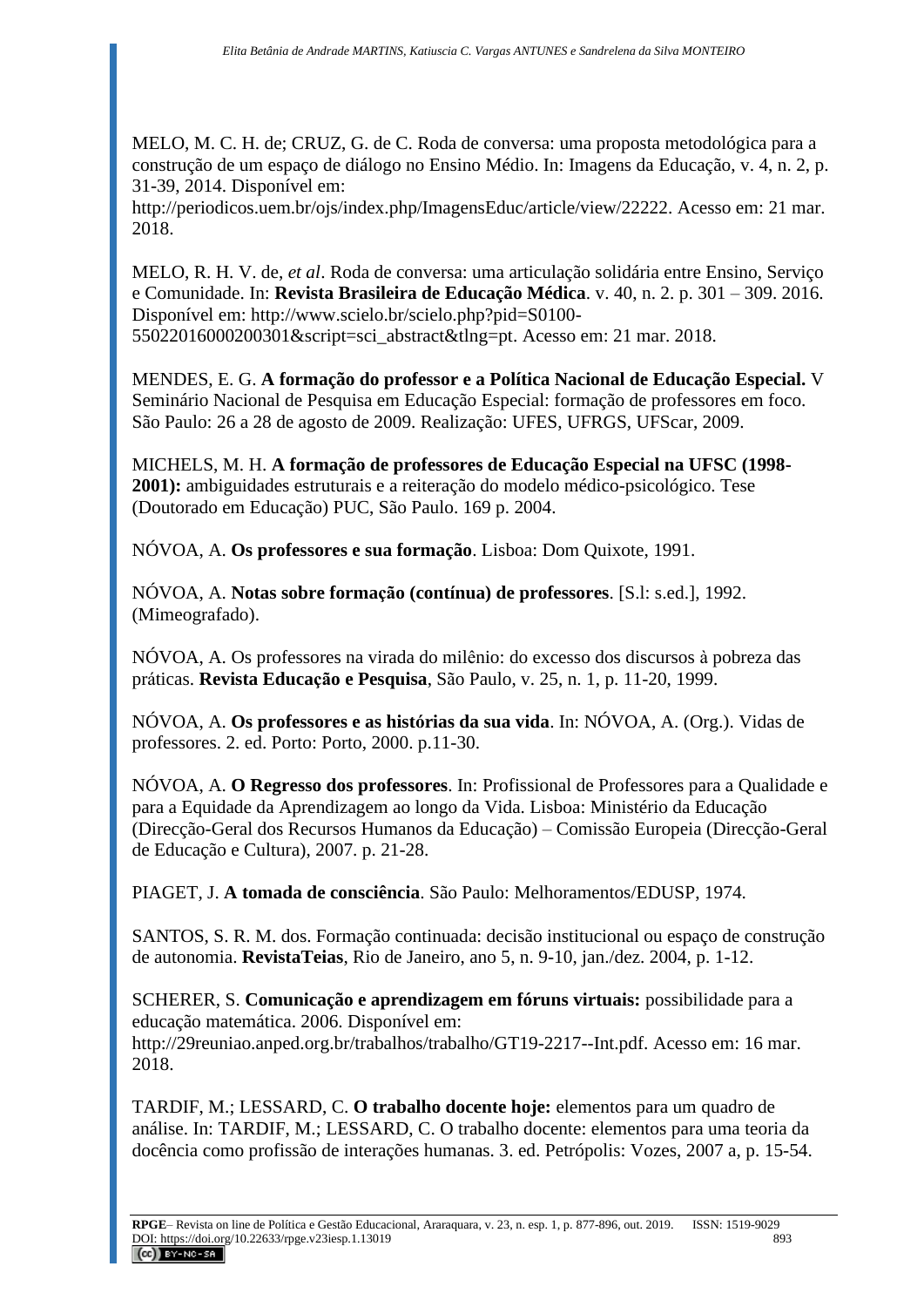MELO, M. C. H. de; CRUZ, G. de C. Roda de conversa: uma proposta metodológica para a construção de um espaço de diálogo no Ensino Médio. In: Imagens da Educação, v. 4, n. 2, p. 31-39, 2014. Disponível em: http://periodicos.uem.br/ojs/index.php/ImagensEduc/article/view/22222. Acesso em: 21 mar. 2018.

MELO, R. H. V. de, *et al*. Roda de conversa: uma articulação solidária entre Ensino, Serviço e Comunidade. In: **Revista Brasileira de Educação Médica**. v. 40, n. 2. p. 301 – 309. 2016. Disponível em: http://www.scielo.br/scielo.php?pid=S0100-55022016000200301&script=sci_abstract&tlng=pt. Acesso em: 21 mar. 2018.

MENDES, E. G. **A formação do professor e a Política Nacional de Educação Especial.** V Seminário Nacional de Pesquisa em Educação Especial: formação de professores em foco. São Paulo: 26 a 28 de agosto de 2009. Realização: UFES, UFRGS, UFScar, 2009.

MICHELS, M. H. **A formação de professores de Educação Especial na UFSC (1998-2001):** ambiguidades estruturais e a reiteração do modelo médico-psicológico. Tese (Doutorado em Educação) PUC, São Paulo. 169 p. 2004.

NÓVOA, A. **Os professores e sua formação**. Lisboa: Dom Quixote, 1991.

NÓVOA, A. **Notas sobre formação (contínua) de professores**. [S.l: s.ed.], 1992. (Mimeografado).

NÓVOA, A. Os professores na virada do milênio: do excesso dos discursos à pobreza das práticas. **Revista Educação e Pesquisa**, São Paulo, v. 25, n. 1, p. 11-20, 1999.

NÓVOA, A. **Os professores e as histórias da sua vida**. In: NÓVOA, A. (Org.). Vidas de professores. 2. ed. Porto: Porto, 2000. p.11-30.

NÓVOA, A. **O Regresso dos professores**. In: Profissional de Professores para a Qualidade e para a Equidade da Aprendizagem ao longo da Vida. Lisboa: Ministério da Educação (Direcção-Geral dos Recursos Humanos da Educação) – Comissão Europeia (Direcção-Geral de Educação e Cultura), 2007. p. 21-28.

PIAGET, J. **A tomada de consciência**. São Paulo: Melhoramentos/EDUSP, 1974.

SANTOS, S. R. M. dos. Formação continuada: decisão institucional ou espaço de construção de autonomia. **RevistaTeias**, Rio de Janeiro, ano 5, n. 9-10, jan./dez. 2004, p. 1-12.

SCHERER, S. **Comunicação e aprendizagem em fóruns virtuais:** possibilidade para a educação matemática. 2006. Disponível em: http://29reuniao.anped.org.br/trabalhos/trabalho/GT19-2217--Int.pdf. Acesso em: 16 mar. 2018.

TARDIF, M.; LESSARD, C. **O trabalho docente hoje:** elementos para um quadro de análise. In: TARDIF, M.; LESSARD, C. O trabalho docente: elementos para uma teoria da docência como profissão de interações humanas. 3. ed. Petrópolis: Vozes, 2007 a, p. 15-54.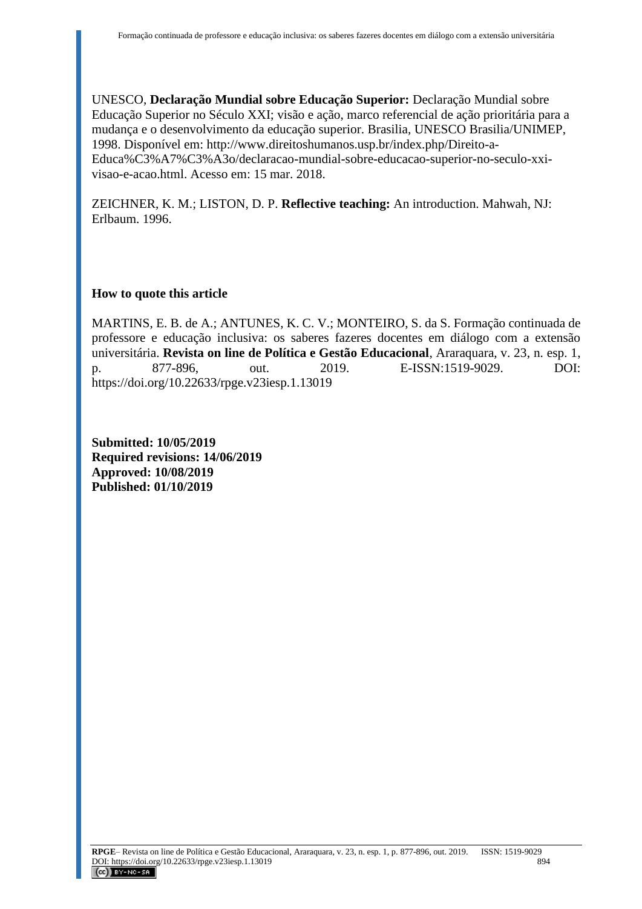UNESCO, **Declaração Mundial sobre Educação Superior:** Declaração Mundial sobre Educação Superior no Século XXI; visão e ação, marco referencial de ação prioritária para a mudança e o desenvolvimento da educação superior. Brasilia, UNESCO Brasilia/UNIMEP, 1998. Disponível em: http://www.direitoshumanos.usp.br/index.php/Direito-a-Educa%C3%A7%C3%A3o/declaracao-mundial-sobre-educacao-superior-no-seculo-xxi-visao-e-acao.html. Acesso em: 15 mar. 2018.

ZEICHNER, K. M.; LISTON, D. P. **Reflective teaching:** An introduction. Mahwah, NJ: Erlbaum. 1996.

**How to quote this article**

MARTINS, E. B. de A.; ANTUNES, K. C. V.; MONTEIRO, S. da S. Formação continuada de professore e educação inclusiva: os saberes fazeres docentes em diálogo com a extensão universitária. **Revista on line de Política e Gestão Educacional**, Araraquara, v. 23, n. esp. 1, p. 877-896, out. 2019. E-ISSN:1519-9029. DOI: https://doi.org/10.22633/rpge.v23iesp.1.13019

**Submitted: 10/05/2019**
**Required revisions: 14/06/2019**
**Approved: 10/08/2019**
**Published: 01/10/2019**